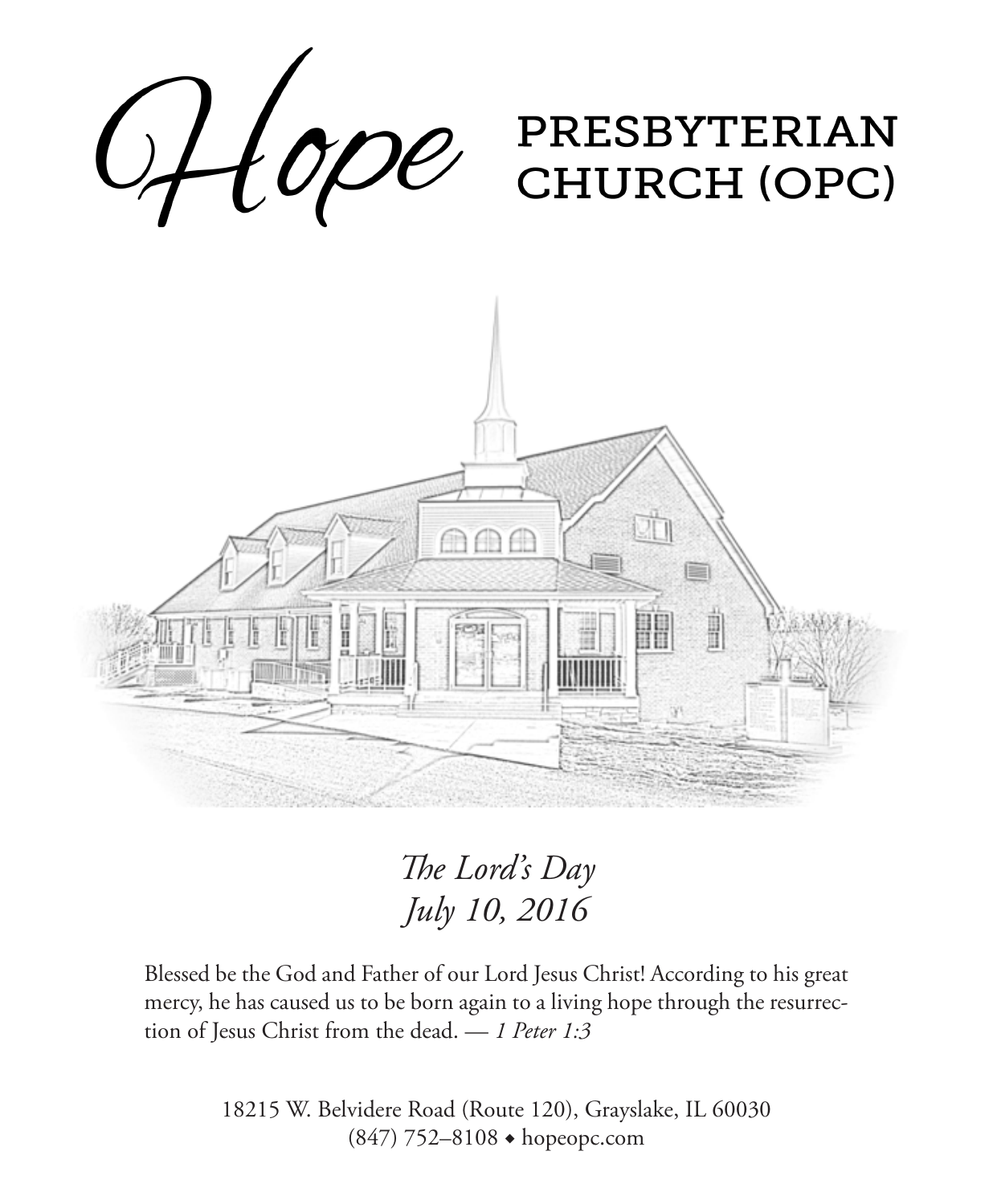# Hope PRESBYTERIAN CHURCH (OPC)

*The Lord's Day*
*July 10, 2016*

Blessed be the God and Father of our Lord Jesus Christ! According to his great mercy, he has caused us to be born again to a living hope through the resurrection of Jesus Christ from the dead. — *1 Peter 1:3*

18215 W. Belvidere Road (Route 120), Grayslake, IL 60030
(847) 752–8108 ◆ hopeopc.com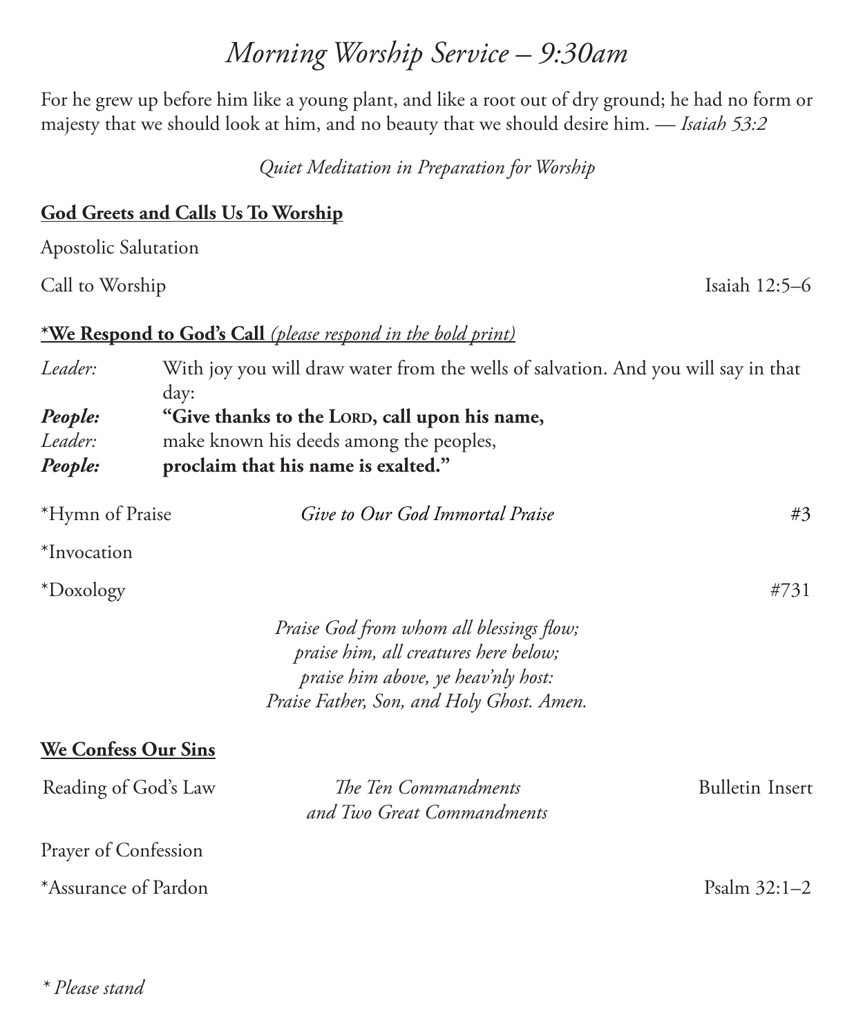# *Morning Worship Service – 9:30am*

For he grew up before him like a young plant, and like a root out of dry ground; he had no form or majesty that we should look at him, and no beauty that we should desire him. — *Isaiah 53:2*

*Quiet Meditation in Preparation for Worship*

## God Greets and Calls Us To Worship

Apostolic Salutation

Call to Worship — Isaiah 12:5–6

## *We Respond to God's Call *(please respond in the bold print)*

*Leader:* With joy you will draw water from the wells of salvation. And you will say in that day:
***People:*** **"Give thanks to the LORD, call upon his name,**
*Leader:* make known his deeds among the peoples,
***People:*** **proclaim that his name is exalted."**

*Hymn of Praise — *Give to Our God Immortal Praise* — #3

*Invocation

*Doxology — #731

*Praise God from whom all blessings flow;*
*praise him, all creatures here below;*
*praise him above, ye heav'nly host:*
*Praise Father, Son, and Holy Ghost. Amen.*

## We Confess Our Sins

Reading of God's Law — *The Ten Commandments and Two Great Commandments* — Bulletin Insert

Prayer of Confession

*Assurance of Pardon — Psalm 32:1–2

*\* Please stand*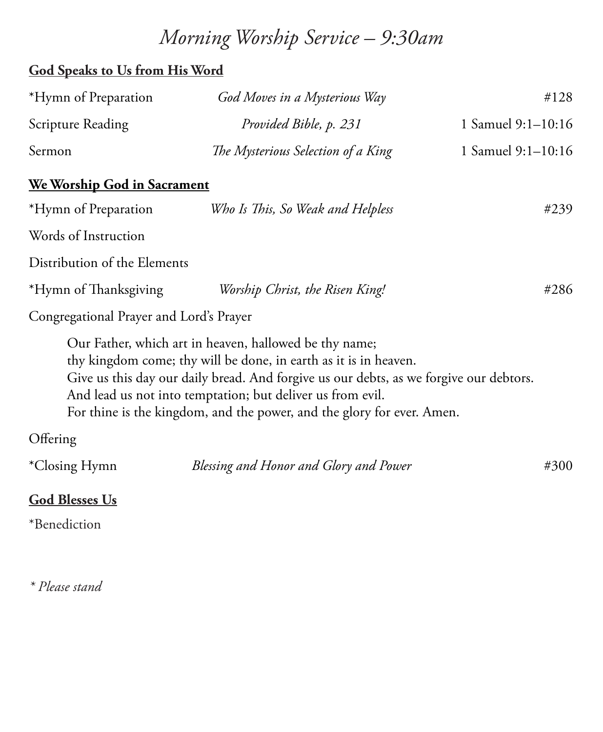# *Morning Worship Service – 9:30am*

**God Speaks to Us from His Word**

| | | |
|---|---|---|
| *Hymn of Preparation | *God Moves in a Mysterious Way* | #128 |
| Scripture Reading | *Provided Bible, p. 231* | 1 Samuel 9:1–10:16 |
| Sermon | *The Mysterious Selection of a King* | 1 Samuel 9:1–10:16 |

**We Worship God in Sacrament**

| | | |
|---|---|---|
| *Hymn of Preparation | *Who Is This, So Weak and Helpless* | #239 |

Words of Instruction

Distribution of the Elements

| | | |
|---|---|---|
| *Hymn of Thanksgiving | *Worship Christ, the Risen King!* | #286 |

Congregational Prayer and Lord's Prayer

> Our Father, which art in heaven, hallowed be thy name;
> thy kingdom come; thy will be done, in earth as it is in heaven.
> Give us this day our daily bread. And forgive us our debts, as we forgive our debtors.
> And lead us not into temptation; but deliver us from evil.
> For thine is the kingdom, and the power, and the glory for ever. Amen.

Offering

| | | |
|---|---|---|
| *Closing Hymn | *Blessing and Honor and Glory and Power* | #300 |

**God Blesses Us**

*Benediction

*\* Please stand*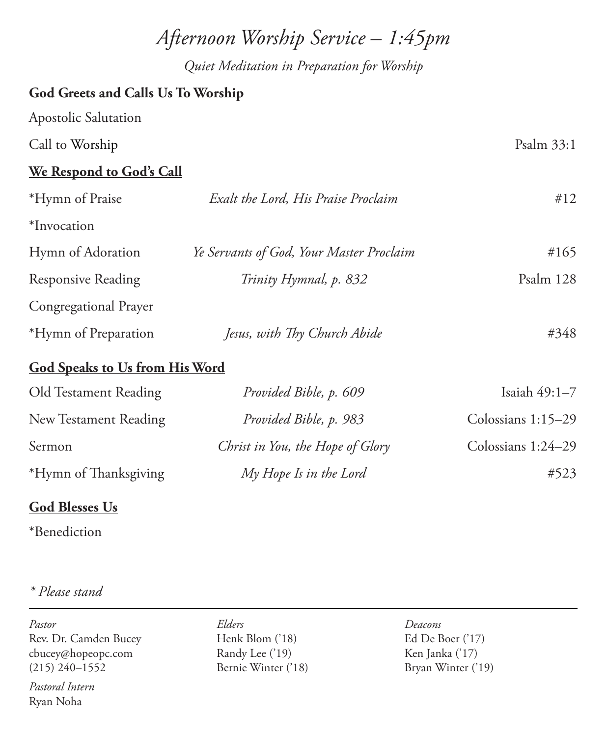# *Afternoon Worship Service – 1:45pm*

*Quiet Meditation in Preparation for Worship*

## God Greets and Calls Us To Worship

| | | |
|---|---|---|
| Apostolic Salutation | | |
| Call to Worship | | Psalm 33:1 |

## We Respond to God's Call

| | | |
|---|---|---|
| *Hymn of Praise | *Exalt the Lord, His Praise Proclaim* | #12 |
| *Invocation | | |
| Hymn of Adoration | *Ye Servants of God, Your Master Proclaim* | #165 |
| Responsive Reading | *Trinity Hymnal, p. 832* | Psalm 128 |
| Congregational Prayer | | |
| *Hymn of Preparation | *Jesus, with Thy Church Abide* | #348 |

## God Speaks to Us from His Word

| | | |
|---|---|---|
| Old Testament Reading | *Provided Bible, p. 609* | Isaiah 49:1–7 |
| New Testament Reading | *Provided Bible, p. 983* | Colossians 1:15–29 |
| Sermon | *Christ in You, the Hope of Glory* | Colossians 1:24–29 |
| *Hymn of Thanksgiving | *My Hope Is in the Lord* | #523 |

## God Blesses Us

*Benediction

*\* Please stand*

---

*Pastor*
Rev. Dr. Camden Bucey
cbucey@hopeopc.com
(215) 240–1552

*Pastoral Intern*
Ryan Noha

*Elders*
Henk Blom ('18)
Randy Lee ('19)
Bernie Winter ('18)

*Deacons*
Ed De Boer ('17)
Ken Janka ('17)
Bryan Winter ('19)